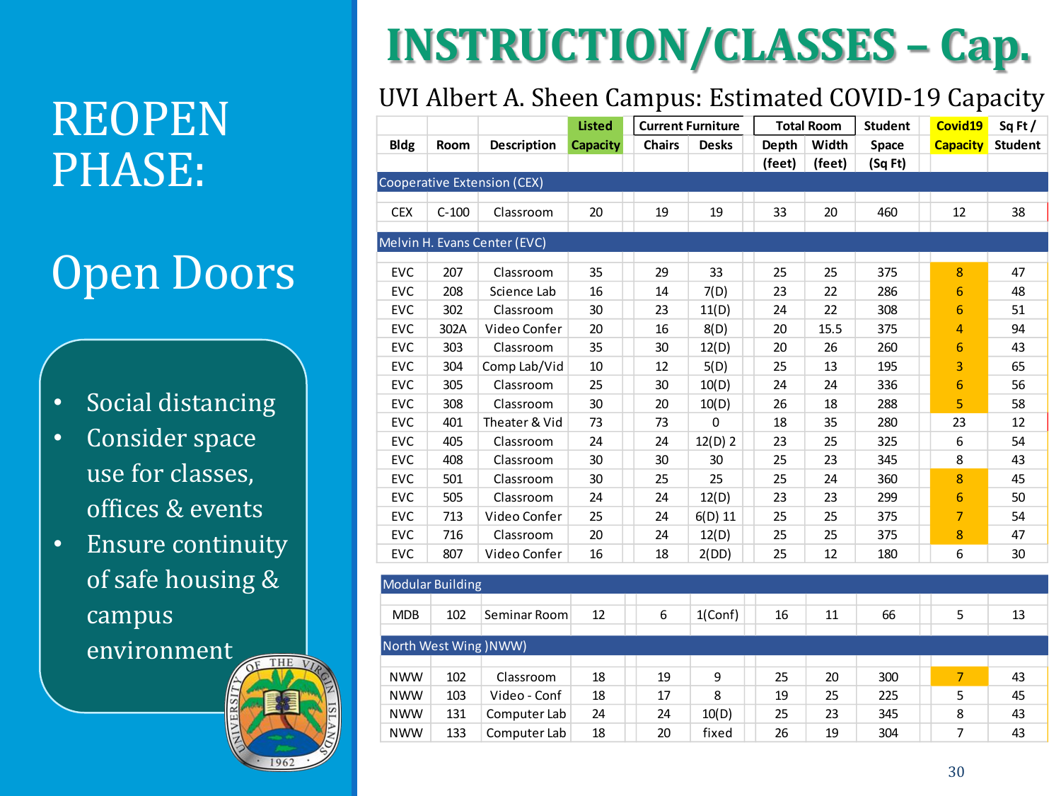# INSTRUCTION/CLASSES – Cap.

## REOPEN PHASE:

## Open Doors

- Social distancing
- Consider space use for classes, offices & events
- Ensure continuity of safe housing & campus environment

### UVI Albert A. Sheen Campus: Estimated COVID-19 Capacity

| Bldg | Room | Description | Listed Capacity | Current Furniture | | Total Room | | Student Space | Covid19 Capacity | Sq Ft / Student |
|---|---|---|---|---|---|---|---|---|---|---|
| | | | | Chairs | Desks | Depth (feet) | Width (feet) | (Sq Ft) | | |
| **Cooperative Extension (CEX)** | | | | | | | | | | |
| CEX | C-100 | Classroom | 20 | 19 | 19 | 33 | 20 | 460 | 12 | 38 |
| **Melvin H. Evans Center (EVC)** | | | | | | | | | | |
| EVC | 207 | Classroom | 35 | 29 | 33 | 25 | 25 | 375 | 8 | 47 |
| EVC | 208 | Science Lab | 16 | 14 | 7(D) | 23 | 22 | 286 | 6 | 48 |
| EVC | 302 | Classroom | 30 | 23 | 11(D) | 24 | 22 | 308 | 6 | 51 |
| EVC | 302A | Video Confer | 20 | 16 | 8(D) | 20 | 15.5 | 375 | 4 | 94 |
| EVC | 303 | Classroom | 35 | 30 | 12(D) | 20 | 26 | 260 | 6 | 43 |
| EVC | 304 | Comp Lab/Vid | 10 | 12 | 5(D) | 25 | 13 | 195 | 3 | 65 |
| EVC | 305 | Classroom | 25 | 30 | 10(D) | 24 | 24 | 336 | 6 | 56 |
| EVC | 308 | Classroom | 30 | 20 | 10(D) | 26 | 18 | 288 | 5 | 58 |
| EVC | 401 | Theater & Vid | 73 | 73 | 0 | 18 | 35 | 280 | 23 | 12 |
| EVC | 405 | Classroom | 24 | 24 | 12(D) 2 | 23 | 25 | 325 | 6 | 54 |
| EVC | 408 | Classroom | 30 | 30 | 30 | 25 | 23 | 345 | 8 | 43 |
| EVC | 501 | Classroom | 30 | 25 | 25 | 25 | 24 | 360 | 8 | 45 |
| EVC | 505 | Classroom | 24 | 24 | 12(D) | 23 | 23 | 299 | 6 | 50 |
| EVC | 713 | Video Confer | 25 | 24 | 6(D) 11 | 25 | 25 | 375 | 7 | 54 |
| EVC | 716 | Classroom | 20 | 24 | 12(D) | 25 | 25 | 375 | 8 | 47 |
| EVC | 807 | Video Confer | 16 | 18 | 2(DD) | 25 | 12 | 180 | 6 | 30 |
| **Modular Building** | | | | | | | | | | |
| MDB | 102 | Seminar Room | 12 | 6 | 1(Conf) | 16 | 11 | 66 | 5 | 13 |
| **North West Wing )NWW)** | | | | | | | | | | |
| NWW | 102 | Classroom | 18 | 19 | 9 | 25 | 20 | 300 | 7 | 43 |
| NWW | 103 | Video - Conf | 18 | 17 | 8 | 19 | 25 | 225 | 5 | 45 |
| NWW | 131 | Computer Lab | 24 | 24 | 10(D) | 25 | 23 | 345 | 8 | 43 |
| NWW | 133 | Computer Lab | 18 | 20 | fixed | 26 | 19 | 304 | 7 | 43 |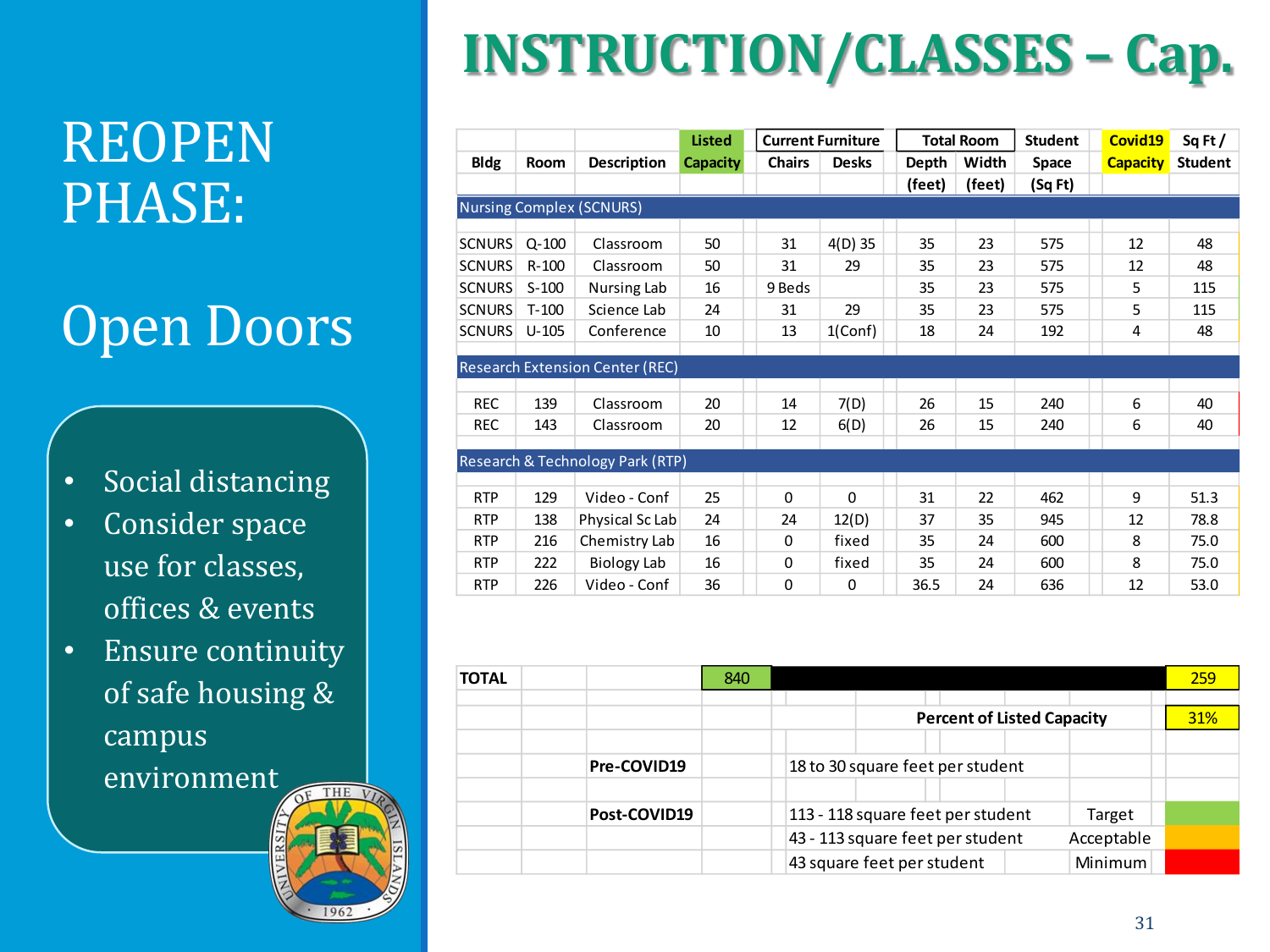# INSTRUCTION/CLASSES – Cap.

## REOPEN PHASE:

## Open Doors

- Social distancing
- Consider space use for classes, offices & events
- Ensure continuity of safe housing & campus environment

| Bldg | Room | Description | Listed Capacity | Current Furniture Chairs | Current Furniture Desks | Total Room Depth (feet) | Total Room Width (feet) | Student Space (Sq Ft) | Covid19 Capacity | Sq Ft / Student |
|---|---|---|---|---|---|---|---|---|---|---|
| **Nursing Complex (SCNURS)** | | | | | | | | | | |
| SCNURS | Q-100 | Classroom | 50 | 31 | 4(D) 35 | 35 | 23 | 575 | 12 | 48 |
| SCNURS | R-100 | Classroom | 50 | 31 | 29 | 35 | 23 | 575 | 12 | 48 |
| SCNURS | S-100 | Nursing Lab | 16 | 9 Beds | | 35 | 23 | 575 | 5 | 115 |
| SCNURS | T-100 | Science Lab | 24 | 31 | 29 | 35 | 23 | 575 | 5 | 115 |
| SCNURS | U-105 | Conference | 10 | 13 | 1(Conf) | 18 | 24 | 192 | 4 | 48 |
| **Research Extension Center (REC)** | | | | | | | | | | |
| REC | 139 | Classroom | 20 | 14 | 7(D) | 26 | 15 | 240 | 6 | 40 |
| REC | 143 | Classroom | 20 | 12 | 6(D) | 26 | 15 | 240 | 6 | 40 |
| **Research & Technology Park (RTP)** | | | | | | | | | | |
| RTP | 129 | Video - Conf | 25 | 0 | 0 | 31 | 22 | 462 | 9 | 51.3 |
| RTP | 138 | Physical Sc Lab | 24 | 24 | 12(D) | 37 | 35 | 945 | 12 | 78.8 |
| RTP | 216 | Chemistry Lab | 16 | 0 | fixed | 35 | 24 | 600 | 8 | 75.0 |
| RTP | 222 | Biology Lab | 16 | 0 | fixed | 35 | 24 | 600 | 8 | 75.0 |
| RTP | 226 | Video - Conf | 36 | 0 | 0 | 36.5 | 24 | 636 | 12 | 53.0 |
| **TOTAL** | | | 840 | | | | | | 259 | |

| | | |
|---|---|---|
| **Percent of Listed Capacity** | | 31% |
| **Pre-COVID19** | 18 to 30 square feet per student | |
| **Post-COVID19** | 113 - 118 square feet per student | Target |
| | 43 - 113 square feet per student | Acceptable |
| | 43 square feet per student | Minimum |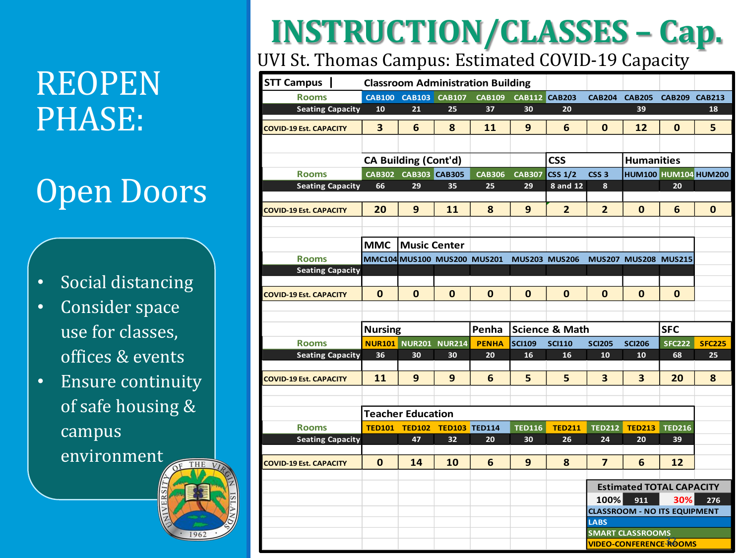# INSTRUCTION/CLASSES – Cap.

UVI St. Thomas Campus: Estimated COVID-19 Capacity

## REOPEN PHASE:

## Open Doors

- Social distancing
- Consider space use for classes, offices & events
- Ensure continuity of safe housing & campus environment

| STT Campus | Classroom Administration Building | | | | | | | | | |
|---|---|---|---|---|---|---|---|---|---|---|
| Rooms | CAB100 | CAB103 | CAB107 | CAB109 | CAB112 | CAB203 | CAB204 | CAB205 | CAB209 | CAB213 |
| Seating Capacity | 10 | 21 | 25 | 37 | 30 | 20 | | 39 | | 18 |
| COVID-19 Est. CAPACITY | 3 | 6 | 8 | 11 | 9 | 6 | 0 | 12 | 0 | 5 |

| | CA Building (Cont'd) | | | | | CSS | | Humanities | | |
|---|---|---|---|---|---|---|---|---|---|---|
| Rooms | CAB302 | CAB303 | CAB305 | CAB306 | CAB307 | CSS 1/2 | CSS 3 | HUM100 | HUM104 | HUM200 |
| Seating Capacity | 66 | 29 | 35 | 25 | 29 | 8 and 12 | 8 | | 20 | |
| COVID-19 Est. CAPACITY | 20 | 9 | 11 | 8 | 9 | 2 | 2 | 0 | 6 | 0 |

| | MMC | Music Center | | | | | | | |
|---|---|---|---|---|---|---|---|---|---|
| Rooms | MMC104 | MUS100 | MUS200 | MUS201 | MUS203 | MUS206 | MUS207 | MUS208 | MUS215 |
| Seating Capacity | | | | | | | | | |
| COVID-19 Est. CAPACITY | 0 | 0 | 0 | 0 | 0 | 0 | 0 | 0 | 0 |

| | Nursing | | | Penha | Science & Math | | | | SFC | |
|---|---|---|---|---|---|---|---|---|---|---|
| Rooms | NUR101 | NUR201 | NUR214 | PENHA | SCI109 | SCI110 | SCI205 | SCI206 | SFC222 | SFC225 |
| Seating Capacity | 36 | 30 | 30 | 20 | 16 | 16 | 10 | 10 | 68 | 25 |
| COVID-19 Est. CAPACITY | 11 | 9 | 9 | 6 | 5 | 5 | 3 | 3 | 20 | 8 |

| | Teacher Education | | | | | | | | |
|---|---|---|---|---|---|---|---|---|---|
| Rooms | TED101 | TED102 | TED103 | TED114 | TED116 | TED211 | TED212 | TED213 | TED216 |
| Seating Capacity | | 47 | 32 | 20 | 30 | 26 | 24 | 20 | 39 |
| COVID-19 Est. CAPACITY | 0 | 14 | 10 | 6 | 9 | 8 | 7 | 6 | 12 |

| Estimated TOTAL CAPACITY | | | |
|---|---|---|---|
| 100% | 911 | 30% | 276 |

- CLASSROOM - NO ITS EQUIPMENT
- LABS
- SMART CLASSROOMS
- VIDEO-CONFERENCE ROOMS